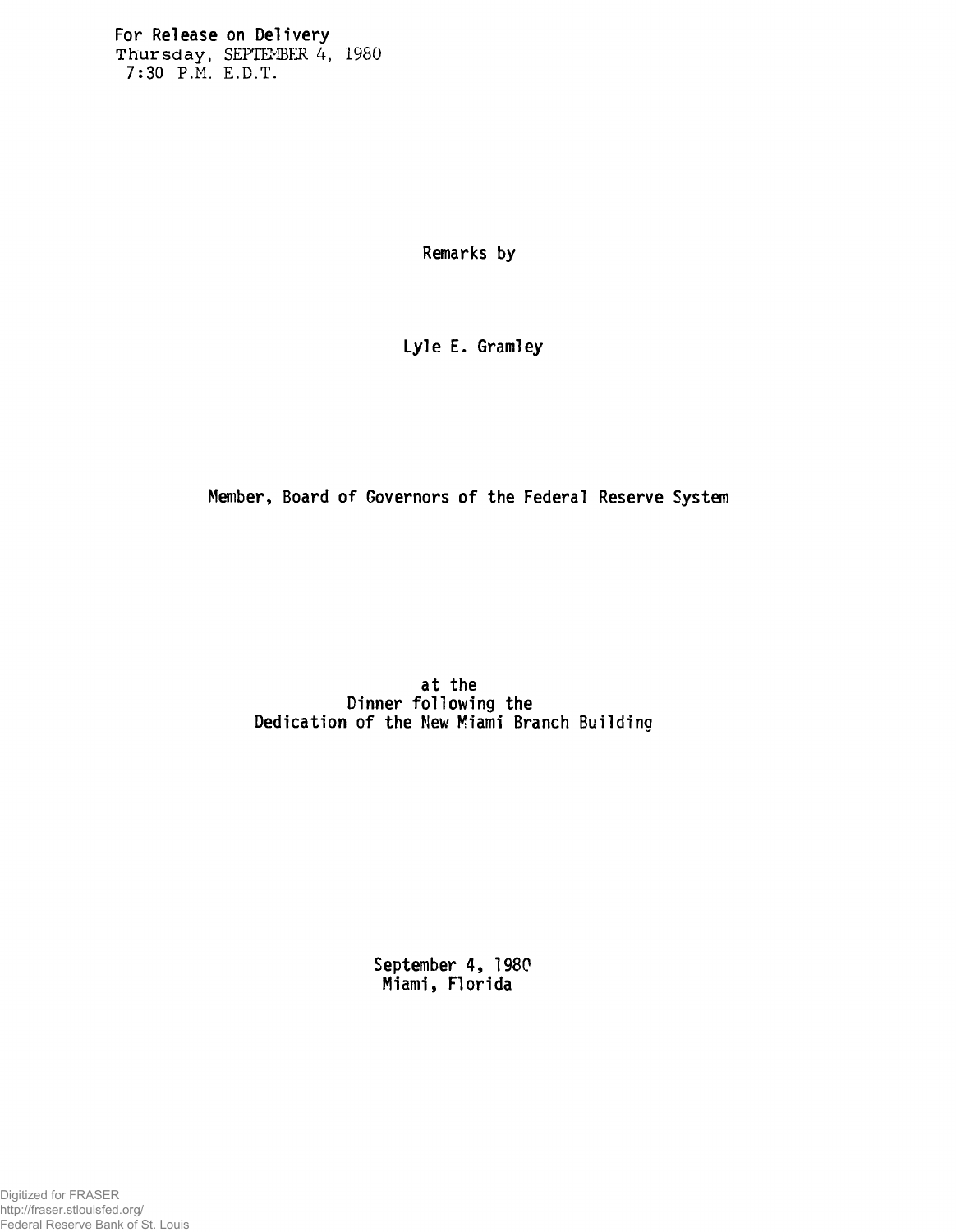For Release on Delivery
Thursday, SEPTEMBER 4, 1980
7:30 P.M. E.D.T.

Remarks by

Lyle E. Gramley

Member, Board of Governors of the Federal Reserve System

at the
Dinner following the
Dedication of the New Miami Branch Building

September 4, 1980
Miami, Florida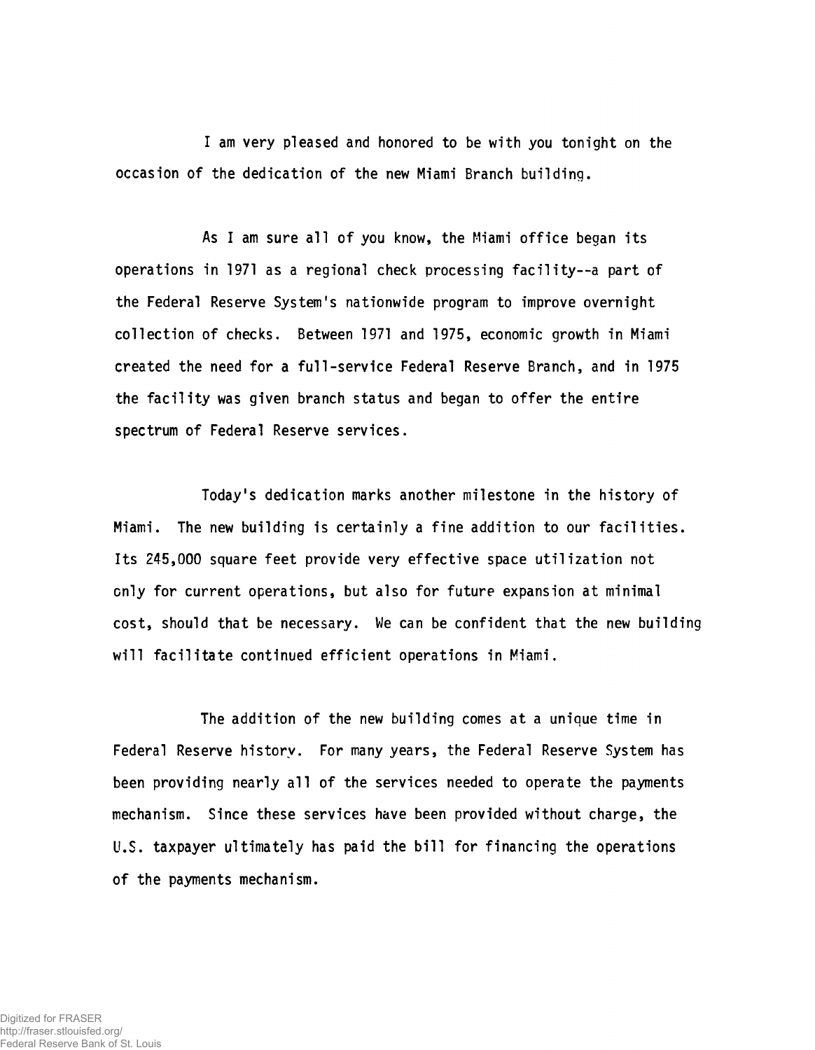I am very pleased and honored to be with you tonight on the occasion of the dedication of the new Miami Branch building.

As I am sure all of you know, the Miami office began its operations in 1971 as a regional check processing facility--a part of the Federal Reserve System's nationwide program to improve overnight collection of checks. Between 1971 and 1975, economic growth in Miami created the need for a full-service Federal Reserve Branch, and in 1975 the facility was given branch status and began to offer the entire spectrum of Federal Reserve services.

Today's dedication marks another milestone in the history of Miami. The new building is certainly a fine addition to our facilities. Its 245,000 square feet provide very effective space utilization not only for current operations, but also for future expansion at minimal cost, should that be necessary. We can be confident that the new building will facilitate continued efficient operations in Miami.

The addition of the new building comes at a unique time in Federal Reserve history. For many years, the Federal Reserve System has been providing nearly all of the services needed to operate the payments mechanism. Since these services have been provided without charge, the U.S. taxpayer ultimately has paid the bill for financing the operations of the payments mechanism.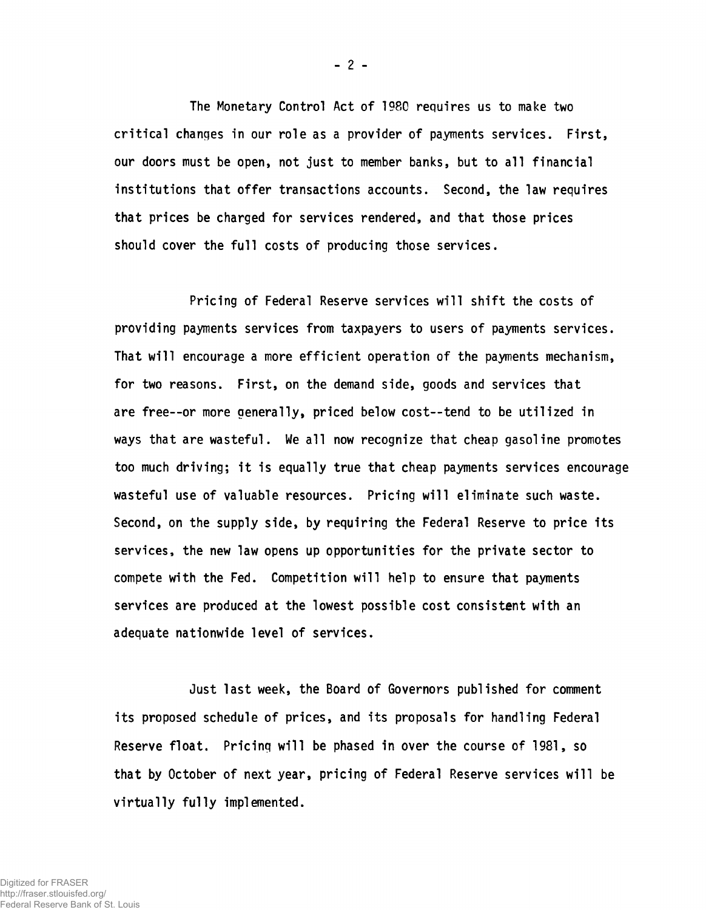The Monetary Control Act of 1980 requires us to make two critical changes in our role as a provider of payments services. First, our doors must be open, not just to member banks, but to all financial institutions that offer transactions accounts. Second, the law requires that prices be charged for services rendered, and that those prices should cover the full costs of producing those services.

Pricing of Federal Reserve services will shift the costs of providing payments services from taxpayers to users of payments services. That will encourage a more efficient operation of the payments mechanism, for two reasons. First, on the demand side, goods and services that are free--or more generally, priced below cost--tend to be utilized in ways that are wasteful. We all now recognize that cheap gasoline promotes too much driving; it is equally true that cheap payments services encourage wasteful use of valuable resources. Pricing will eliminate such waste. Second, on the supply side, by requiring the Federal Reserve to price its services, the new law opens up opportunities for the private sector to compete with the Fed. Competition will help to ensure that payments services are produced at the lowest possible cost consistent with an adequate nationwide level of services.

Just last week, the Board of Governors published for comment its proposed schedule of prices, and its proposals for handling Federal Reserve float. Pricing will be phased in over the course of 1981, so that by October of next year, pricing of Federal Reserve services will be virtually fully implemented.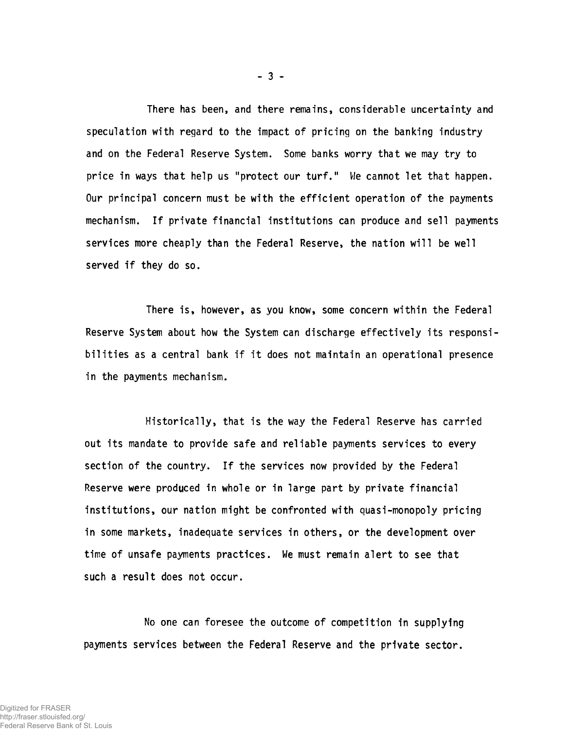There has been, and there remains, considerable uncertainty and speculation with regard to the impact of pricing on the banking industry and on the Federal Reserve System. Some banks worry that we may try to price in ways that help us "protect our turf." We cannot let that happen. Our principal concern must be with the efficient operation of the payments mechanism. If private financial institutions can produce and sell payments services more cheaply than the Federal Reserve, the nation will be well served if they do so.

There is, however, as you know, some concern within the Federal Reserve System about how the System can discharge effectively its responsibilities as a central bank if it does not maintain an operational presence in the payments mechanism.

Historically, that is the way the Federal Reserve has carried out its mandate to provide safe and reliable payments services to every section of the country. If the services now provided by the Federal Reserve were produced in whole or in large part by private financial institutions, our nation might be confronted with quasi-monopoly pricing in some markets, inadequate services in others, or the development over time of unsafe payments practices. We must remain alert to see that such a result does not occur.

No one can foresee the outcome of competition in supplying payments services between the Federal Reserve and the private sector.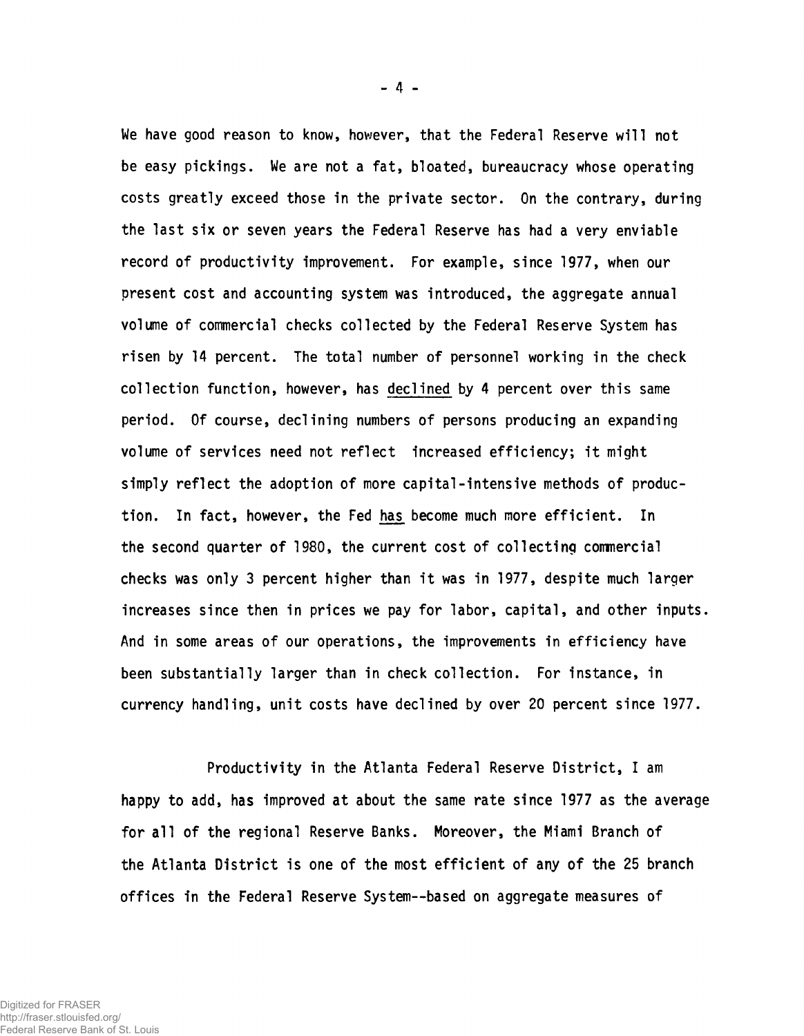We have good reason to know, however, that the Federal Reserve will not be easy pickings. We are not a fat, bloated, bureaucracy whose operating costs greatly exceed those in the private sector. On the contrary, during the last six or seven years the Federal Reserve has had a very enviable record of productivity improvement. For example, since 1977, when our present cost and accounting system was introduced, the aggregate annual volume of commercial checks collected by the Federal Reserve System has risen by 14 percent. The total number of personnel working in the check collection function, however, has <u>declined</u> by 4 percent over this same period. Of course, declining numbers of persons producing an expanding volume of services need not reflect increased efficiency; it might simply reflect the adoption of more capital-intensive methods of production. In fact, however, the Fed <u>has</u> become much more efficient. In the second quarter of 1980, the current cost of collecting commercial checks was only 3 percent higher than it was in 1977, despite much larger increases since then in prices we pay for labor, capital, and other inputs. And in some areas of our operations, the improvements in efficiency have been substantially larger than in check collection. For instance, in currency handling, unit costs have declined by over 20 percent since 1977.

Productivity in the Atlanta Federal Reserve District, I am happy to add, has improved at about the same rate since 1977 as the average for all of the regional Reserve Banks. Moreover, the Miami Branch of the Atlanta District is one of the most efficient of any of the 25 branch offices in the Federal Reserve System--based on aggregate measures of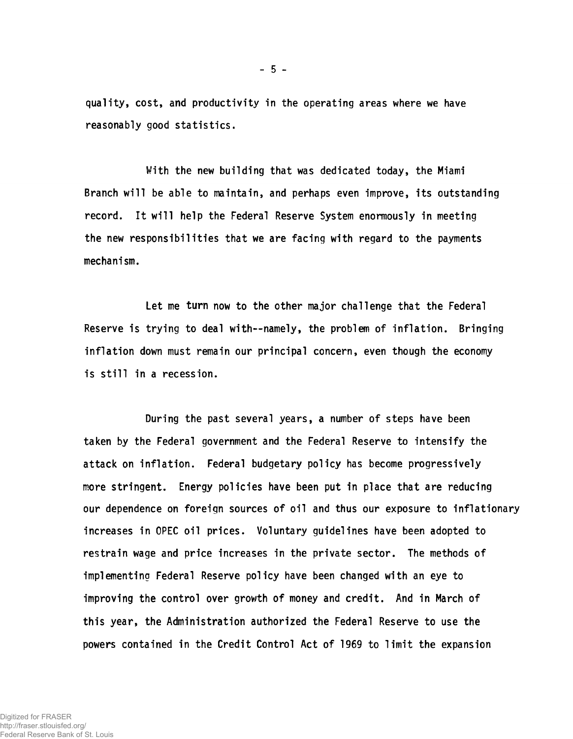quality, cost, and productivity in the operating areas where we have reasonably good statistics.

With the new building that was dedicated today, the Miami Branch will be able to maintain, and perhaps even improve, its outstanding record. It will help the Federal Reserve System enormously in meeting the new responsibilities that we are facing with regard to the payments mechanism.

Let me turn now to the other major challenge that the Federal Reserve is trying to deal with--namely, the problem of inflation. Bringing inflation down must remain our principal concern, even though the economy is still in a recession.

During the past several years, a number of steps have been taken by the Federal government and the Federal Reserve to intensify the attack on inflation. Federal budgetary policy has become progressively more stringent. Energy policies have been put in place that are reducing our dependence on foreign sources of oil and thus our exposure to inflationary increases in OPEC oil prices. Voluntary guidelines have been adopted to restrain wage and price increases in the private sector. The methods of implementing Federal Reserve policy have been changed with an eye to improving the control over growth of money and credit. And in March of this year, the Administration authorized the Federal Reserve to use the powers contained in the Credit Control Act of 1969 to limit the expansion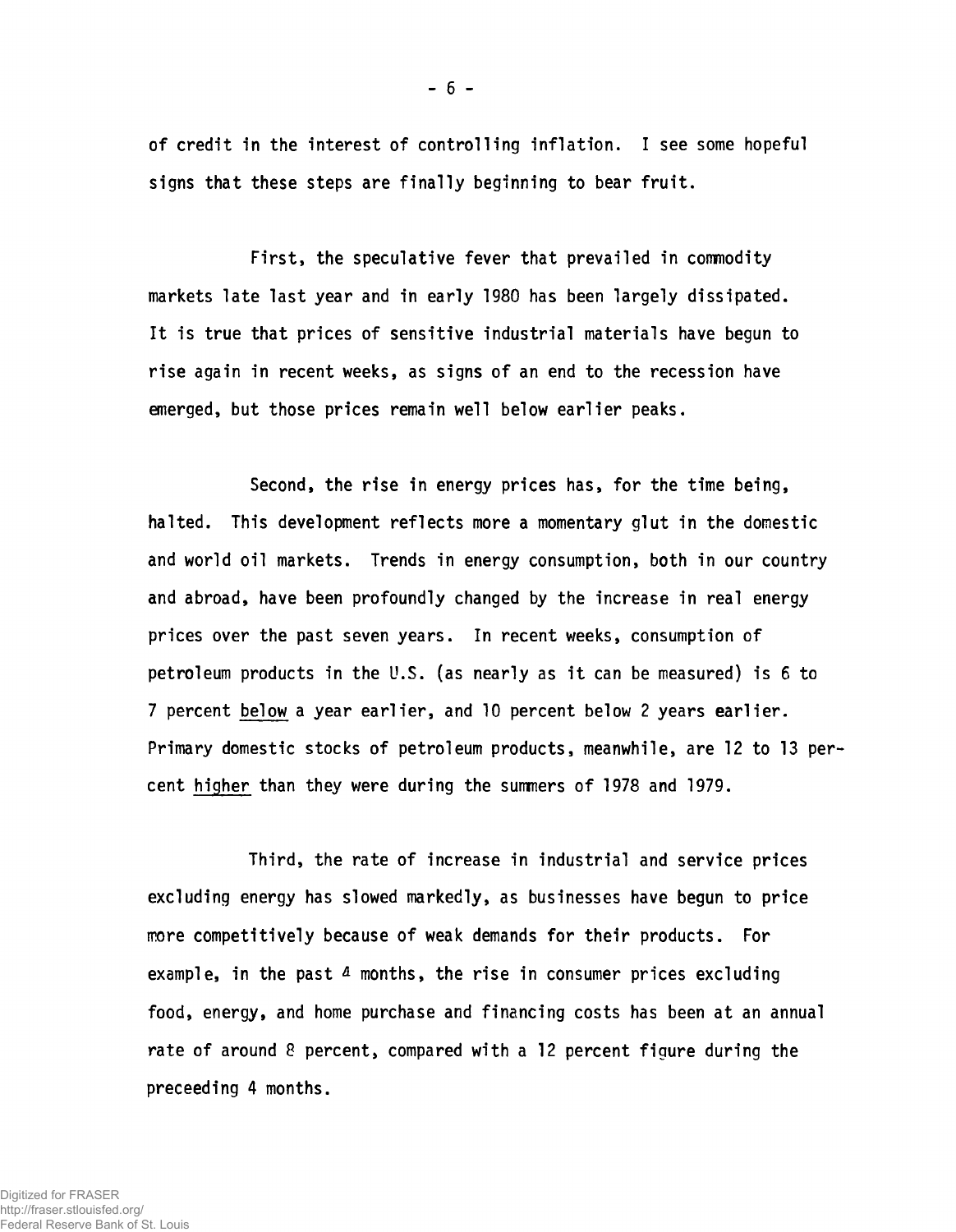of credit in the interest of controlling inflation. I see some hopeful signs that these steps are finally beginning to bear fruit.

First, the speculative fever that prevailed in commodity markets late last year and in early 1980 has been largely dissipated. It is true that prices of sensitive industrial materials have begun to rise again in recent weeks, as signs of an end to the recession have emerged, but those prices remain well below earlier peaks.

Second, the rise in energy prices has, for the time being, halted. This development reflects more a momentary glut in the domestic and world oil markets. Trends in energy consumption, both in our country and abroad, have been profoundly changed by the increase in real energy prices over the past seven years. In recent weeks, consumption of petroleum products in the U.S. (as nearly as it can be measured) is 6 to 7 percent <u>below</u> a year earlier, and 10 percent below 2 years earlier. Primary domestic stocks of petroleum products, meanwhile, are 12 to 13 percent <u>higher</u> than they were during the summers of 1978 and 1979.

Third, the rate of increase in industrial and service prices excluding energy has slowed markedly, as businesses have begun to price more competitively because of weak demands for their products. For example, in the past 4 months, the rise in consumer prices excluding food, energy, and home purchase and financing costs has been at an annual rate of around 8 percent, compared with a 12 percent figure during the preceeding 4 months.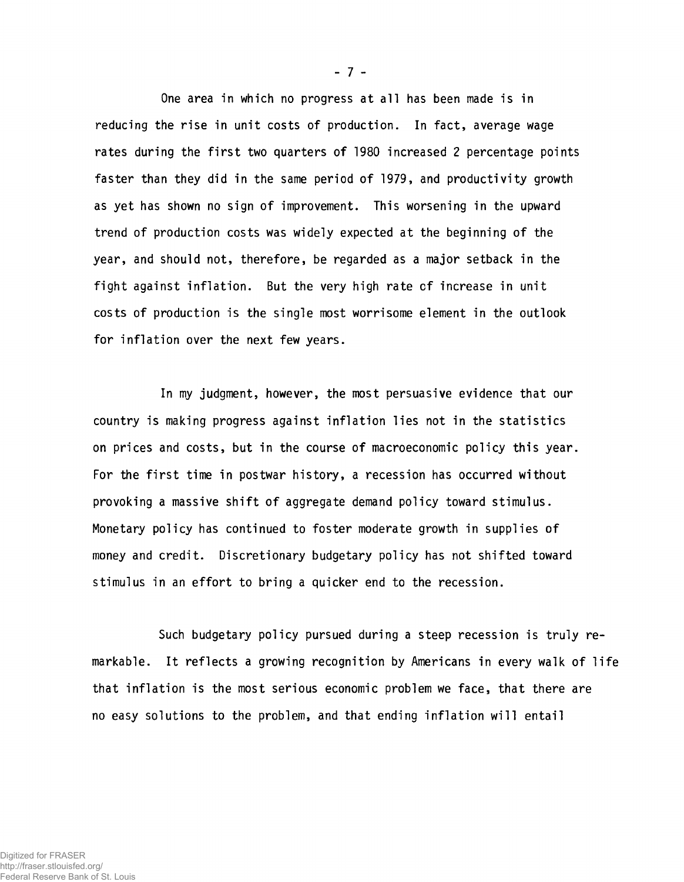One area in which no progress at all has been made is in reducing the rise in unit costs of production. In fact, average wage rates during the first two quarters of 1980 increased 2 percentage points faster than they did in the same period of 1979, and productivity growth as yet has shown no sign of improvement. This worsening in the upward trend of production costs was widely expected at the beginning of the year, and should not, therefore, be regarded as a major setback in the fight against inflation. But the very high rate of increase in unit costs of production is the single most worrisome element in the outlook for inflation over the next few years.

In my judgment, however, the most persuasive evidence that our country is making progress against inflation lies not in the statistics on prices and costs, but in the course of macroeconomic policy this year. For the first time in postwar history, a recession has occurred without provoking a massive shift of aggregate demand policy toward stimulus. Monetary policy has continued to foster moderate growth in supplies of money and credit. Discretionary budgetary policy has not shifted toward stimulus in an effort to bring a quicker end to the recession.

Such budgetary policy pursued during a steep recession is truly remarkable. It reflects a growing recognition by Americans in every walk of life that inflation is the most serious economic problem we face, that there are no easy solutions to the problem, and that ending inflation will entail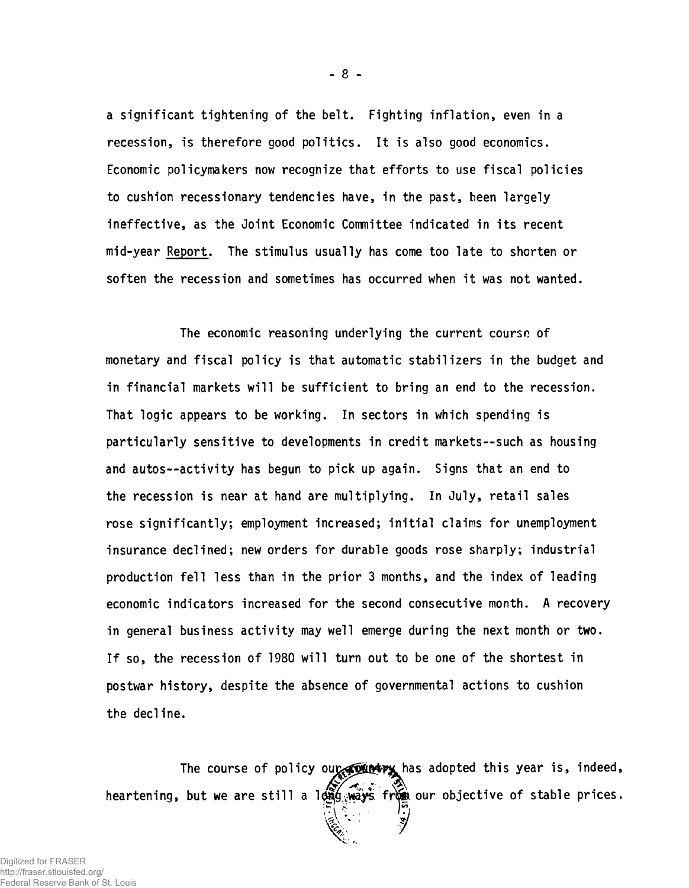a significant tightening of the belt. Fighting inflation, even in a recession, is therefore good politics. It is also good economics. Economic policymakers now recognize that efforts to use fiscal policies to cushion recessionary tendencies have, in the past, been largely ineffective, as the Joint Economic Committee indicated in its recent mid-year Report. The stimulus usually has come too late to shorten or soften the recession and sometimes has occurred when it was not wanted.

The economic reasoning underlying the current course of monetary and fiscal policy is that automatic stabilizers in the budget and in financial markets will be sufficient to bring an end to the recession. That logic appears to be working. In sectors in which spending is particularly sensitive to developments in credit markets--such as housing and autos--activity has begun to pick up again. Signs that an end to the recession is near at hand are multiplying. In July, retail sales rose significantly; employment increased; initial claims for unemployment insurance declined; new orders for durable goods rose sharply; industrial production fell less than in the prior 3 months, and the index of leading economic indicators increased for the second consecutive month. A recovery in general business activity may well emerge during the next month or two. If so, the recession of 1980 will turn out to be one of the shortest in postwar history, despite the absence of governmental actions to cushion the decline.

The course of policy our country has adopted this year is, indeed, heartening, but we are still a long ways from our objective of stable prices.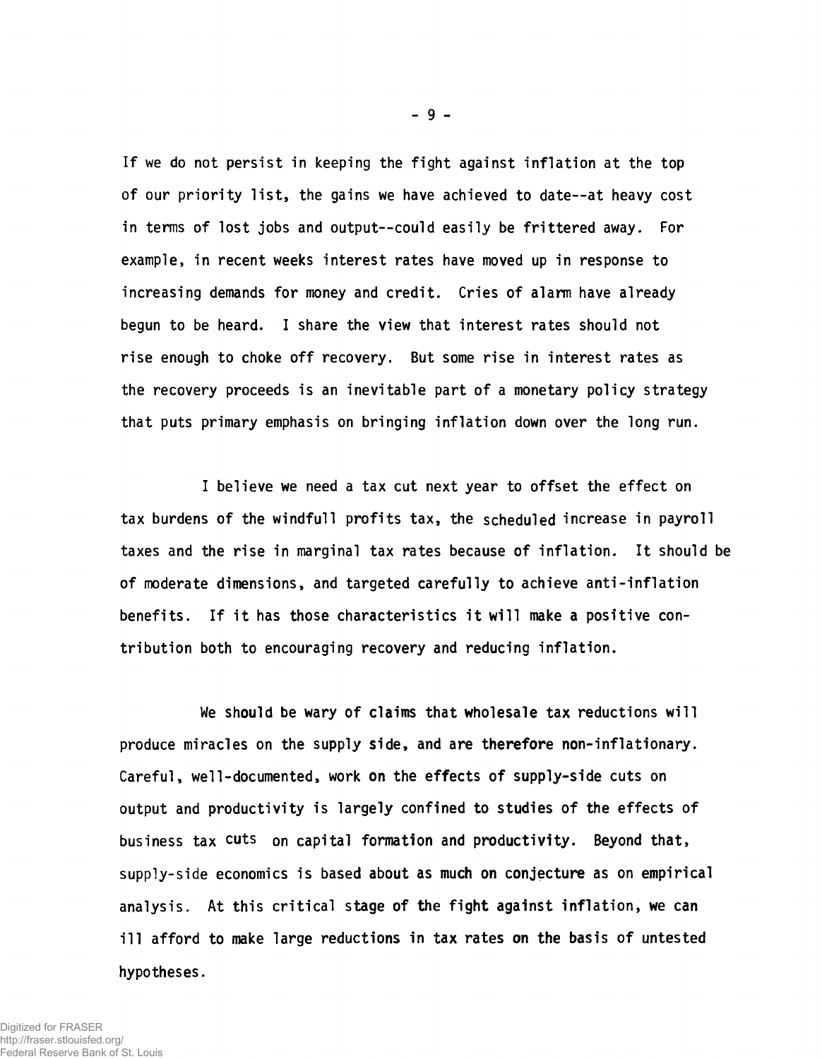If we do not persist in keeping the fight against inflation at the top of our priority list, the gains we have achieved to date--at heavy cost in terms of lost jobs and output--could easily be frittered away. For example, in recent weeks interest rates have moved up in response to increasing demands for money and credit. Cries of alarm have already begun to be heard. I share the view that interest rates should not rise enough to choke off recovery. But some rise in interest rates as the recovery proceeds is an inevitable part of a monetary policy strategy that puts primary emphasis on bringing inflation down over the long run.

I believe we need a tax cut next year to offset the effect on tax burdens of the windfull profits tax, the scheduled increase in payroll taxes and the rise in marginal tax rates because of inflation. It should be of moderate dimensions, and targeted carefully to achieve anti-inflation benefits. If it has those characteristics it will make a positive contribution both to encouraging recovery and reducing inflation.

We should be wary of claims that wholesale tax reductions will produce miracles on the supply side, and are therefore non-inflationary. Careful, well-documented, work on the effects of supply-side cuts on output and productivity is largely confined to studies of the effects of business tax cuts on capital formation and productivity. Beyond that, supply-side economics is based about as much on conjecture as on empirical analysis. At this critical stage of the fight against inflation, we can ill afford to make large reductions in tax rates on the basis of untested hypotheses.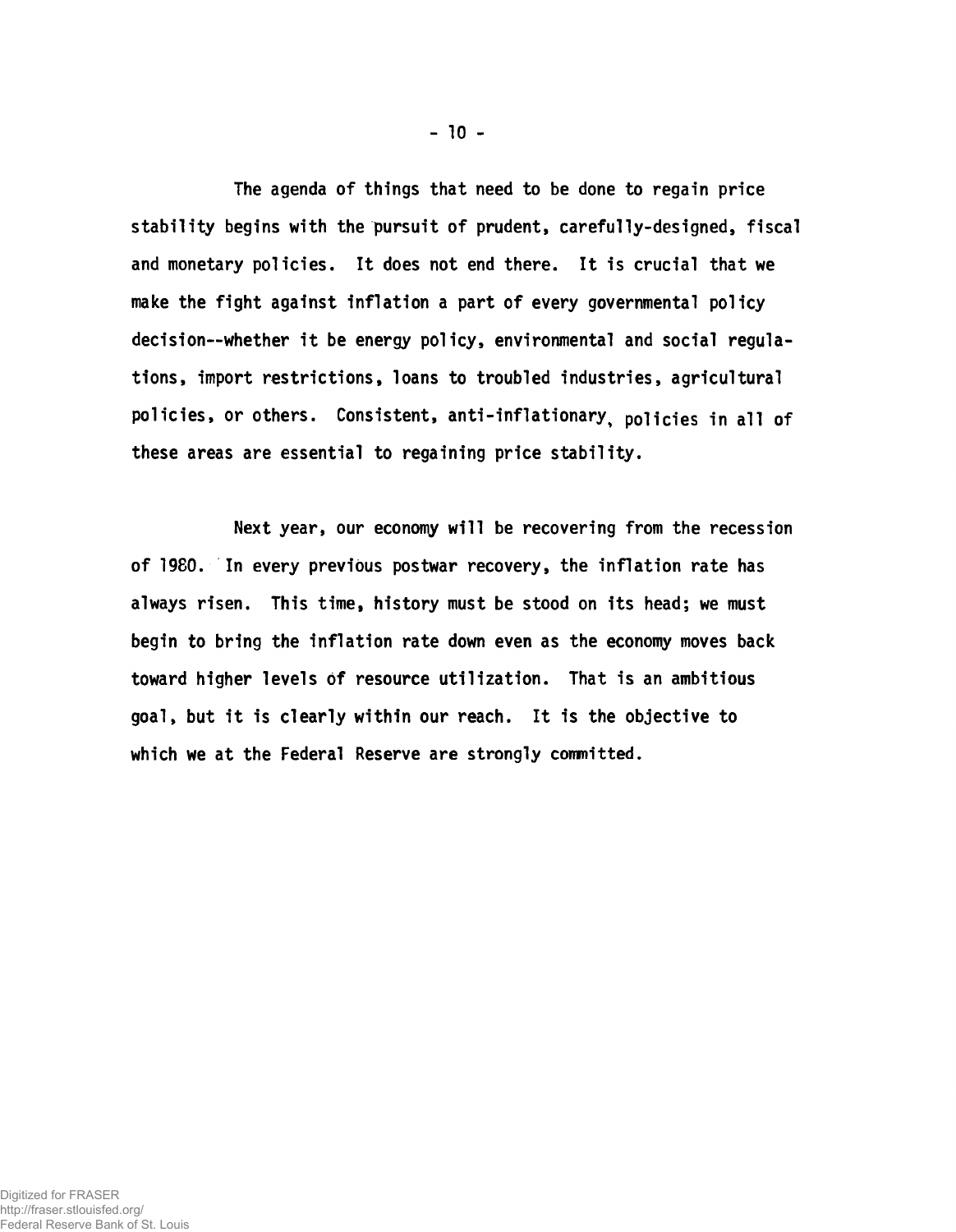The agenda of things that need to be done to regain price stability begins with the pursuit of prudent, carefully-designed, fiscal and monetary policies. It does not end there. It is crucial that we make the fight against inflation a part of every governmental policy decision--whether it be energy policy, environmental and social regulations, import restrictions, loans to troubled industries, agricultural policies, or others. Consistent, anti-inflationary policies in all of these areas are essential to regaining price stability.

Next year, our economy will be recovering from the recession of 1980. In every previous postwar recovery, the inflation rate has always risen. This time, history must be stood on its head; we must begin to bring the inflation rate down even as the economy moves back toward higher levels of resource utilization. That is an ambitious goal, but it is clearly within our reach. It is the objective to which we at the Federal Reserve are strongly committed.